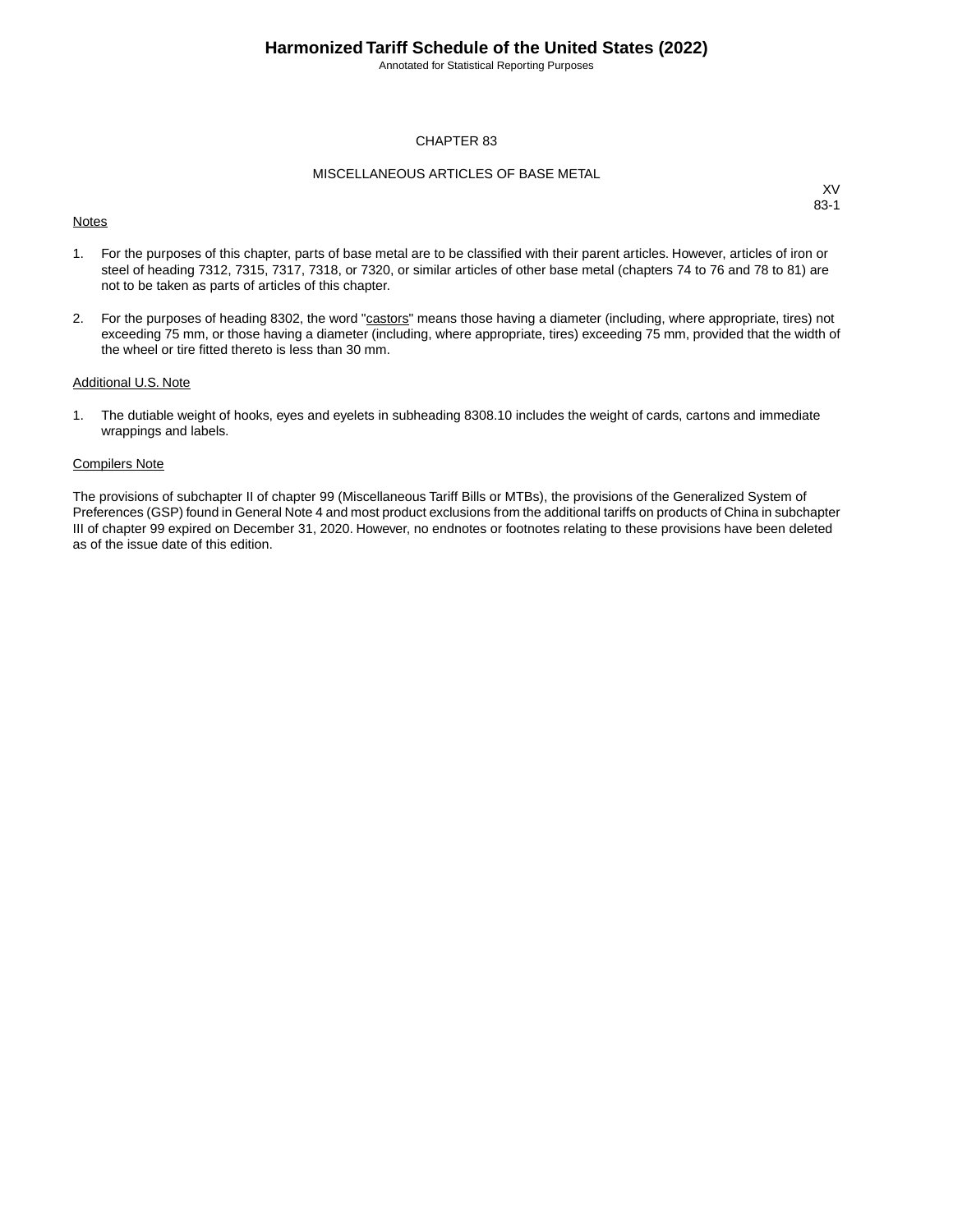# CHAPTER 83

## MISCELLANEOUS ARTICLES OF BASE METAL

XV
83-1

Notes

1. For the purposes of this chapter, parts of base metal are to be classified with their parent articles. However, articles of iron or steel of heading 7312, 7315, 7317, 7318, or 7320, or similar articles of other base metal (chapters 74 to 76 and 78 to 81) are not to be taken as parts of articles of this chapter.

2. For the purposes of heading 8302, the word "castors" means those having a diameter (including, where appropriate, tires) not exceeding 75 mm, or those having a diameter (including, where appropriate, tires) exceeding 75 mm, provided that the width of the wheel or tire fitted thereto is less than 30 mm.

Additional U.S. Note

1. The dutiable weight of hooks, eyes and eyelets in subheading 8308.10 includes the weight of cards, cartons and immediate wrappings and labels.

Compilers Note

The provisions of subchapter II of chapter 99 (Miscellaneous Tariff Bills or MTBs), the provisions of the Generalized System of Preferences (GSP) found in General Note 4 and most product exclusions from the additional tariffs on products of China in subchapter III of chapter 99 expired on December 31, 2020. However, no endnotes or footnotes relating to these provisions have been deleted as of the issue date of this edition.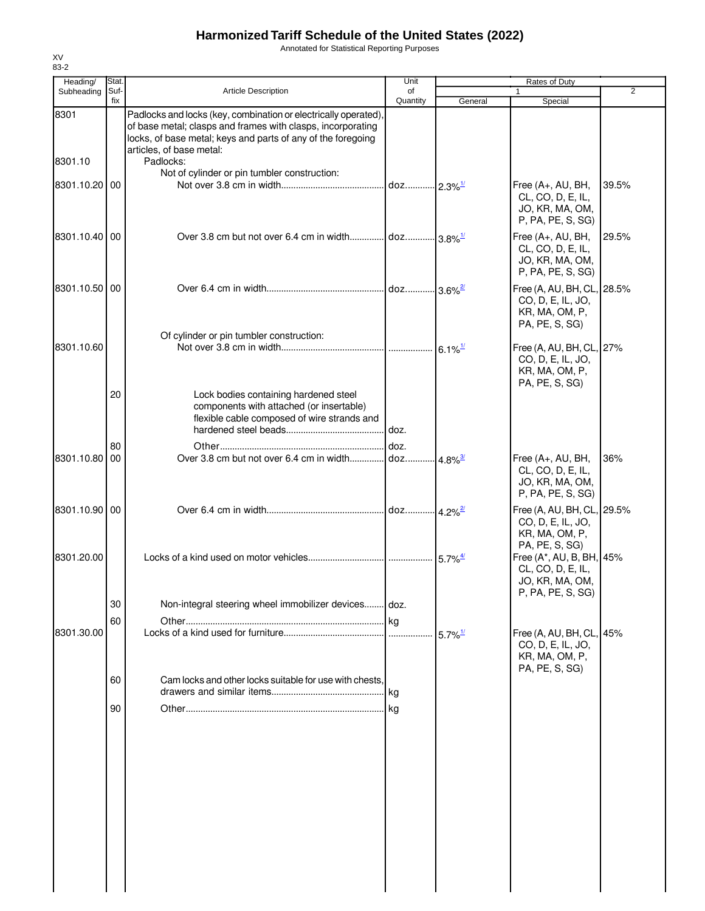# Harmonized Tariff Schedule of the United States (2022)

Annotated for Statistical Reporting Purposes

XV
83-2

| Heading/ Subheading | Stat. Suf-fix | Article Description | Unit of Quantity | Rates of Duty 1 General | Rates of Duty 1 Special | Rates of Duty 2 |
|---|---|---|---|---|---|---|
| 8301 | | Padlocks and locks (key, combination or electrically operated), of base metal; clasps and frames with clasps, incorporating locks, of base metal; keys and parts of any of the foregoing articles, of base metal: | | | | |
| 8301.10 | | Padlocks: | | | | |
| | | Not of cylinder or pin tumbler construction: | | | | |
| 8301.10.20 | 00 | Not over 3.8 cm in width | doz. | 2.3%[1/] | Free (A+, AU, BH, CL, CO, D, E, IL, JO, KR, MA, OM, P, PA, PE, S, SG) | 39.5% |
| 8301.10.40 | 00 | Over 3.8 cm but not over 6.4 cm in width | doz. | 3.8%[1/] | Free (A+, AU, BH, CL, CO, D, E, IL, JO, KR, MA, OM, P, PA, PE, S, SG) | 29.5% |
| 8301.10.50 | 00 | Over 6.4 cm in width | doz. | 3.6%[2/] | Free (A, AU, BH, CL, CO, D, E, IL, JO, KR, MA, OM, P, PA, PE, S, SG) | 28.5% |
| | | Of cylinder or pin tumbler construction: | | | | |
| 8301.10.60 | | Not over 3.8 cm in width | | 6.1%[1/] | Free (A, AU, BH, CL, CO, D, E, IL, JO, KR, MA, OM, P, PA, PE, S, SG) | 27% |
| | 20 | Lock bodies containing hardened steel components with attached (or insertable) flexible cable composed of wire strands and hardened steel beads | doz. | | | |
| | 80 | Other | doz. | | | |
| 8301.10.80 | 00 | Over 3.8 cm but not over 6.4 cm in width | doz. | 4.8%[3/] | Free (A+, AU, BH, CL, CO, D, E, IL, JO, KR, MA, OM, P, PA, PE, S, SG) | 36% |
| 8301.10.90 | 00 | Over 6.4 cm in width | doz. | 4.2%[2/] | Free (A, AU, BH, CL, CO, D, E, IL, JO, KR, MA, OM, P, PA, PE, S, SG) | 29.5% |
| 8301.20.00 | | Locks of a kind used on motor vehicles | | 5.7%[4/] | Free (A*, AU, B, BH, CL, CO, D, E, IL, JO, KR, MA, OM, P, PA, PE, S, SG) | 45% |
| | 30 | Non-integral steering wheel immobilizer devices | doz. | | | |
| | 60 | Other | kg | | | |
| 8301.30.00 | | Locks of a kind used for furniture | | 5.7%[1/] | Free (A, AU, BH, CL, CO, D, E, IL, JO, KR, MA, OM, P, PA, PE, S, SG) | 45% |
| | 60 | Cam locks and other locks suitable for use with chests, drawers and similar items | kg | | | |
| | 90 | Other | kg | | | |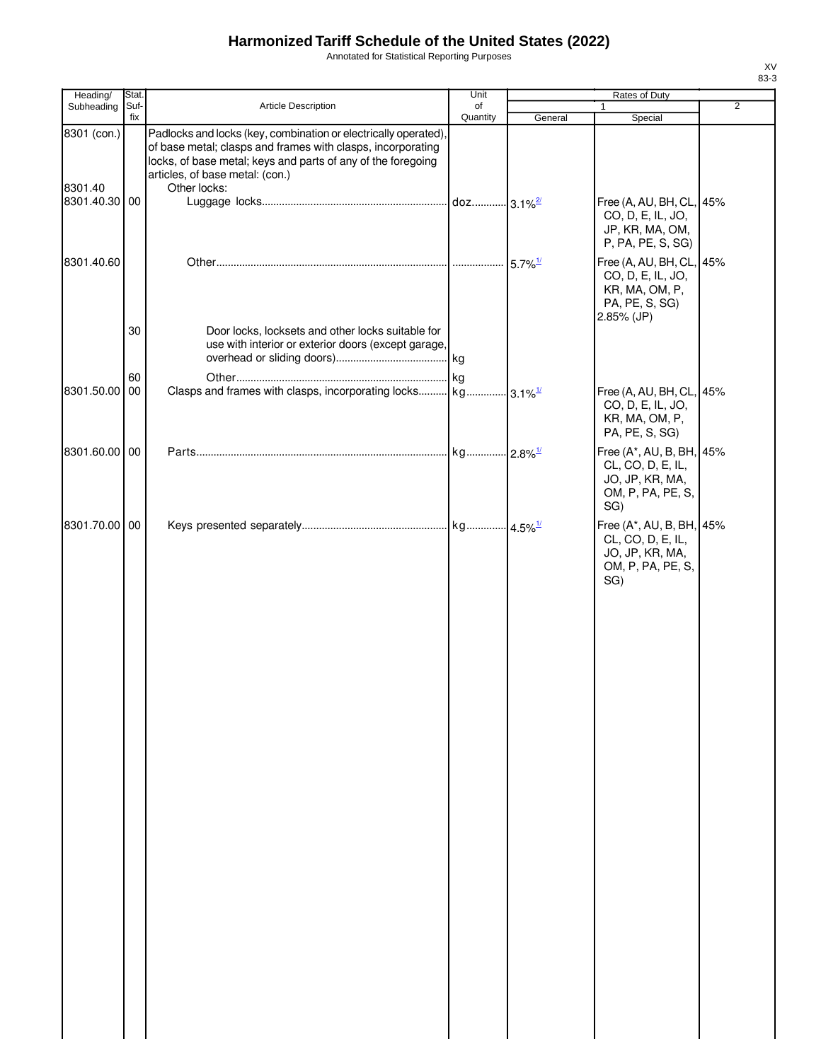# Harmonized Tariff Schedule of the United States (2022)

Annotated for Statistical Reporting Purposes

| Heading/ Subheading | Stat. Suf- fix | Article Description | Unit of Quantity | Rates of Duty 1 General | Rates of Duty 1 Special | Rates of Duty 2 |
|---|---|---|---|---|---|---|
| 8301 (con.) | | Padlocks and locks (key, combination or electrically operated), of base metal; clasps and frames with clasps, incorporating locks, of base metal; keys and parts of any of the foregoing articles, of base metal: (con.) | | | | |
| 8301.40 | | Other locks: | | | | |
| 8301.40.30 | 00 | Luggage locks | doz. | 3.1%[2/] | Free (A, AU, BH, CL, CO, D, E, IL, JO, JP, KR, MA, OM, P, PA, PE, S, SG) | 45% |
| 8301.40.60 | | Other | | 5.7%[1/] | Free (A, AU, BH, CL, CO, D, E, IL, JO, KR, MA, OM, P, PA, PE, S, SG) 2.85% (JP) | 45% |
| | 30 | Door locks, locksets and other locks suitable for use with interior or exterior doors (except garage, overhead or sliding doors) | kg | | | |
| | 60 | Other | kg | | | |
| 8301.50.00 | 00 | Clasps and frames with clasps, incorporating locks | kg | 3.1%[1/] | Free (A, AU, BH, CL, CO, D, E, IL, JO, KR, MA, OM, P, PA, PE, S, SG) | 45% |
| 8301.60.00 | 00 | Parts | kg | 2.8%[1/] | Free (A*, AU, B, BH, CL, CO, D, E, IL, JO, JP, KR, MA, OM, P, PA, PE, S, SG) | 45% |
| 8301.70.00 | 00 | Keys presented separately | kg | 4.5%[1/] | Free (A*, AU, B, BH, CL, CO, D, E, IL, JO, JP, KR, MA, OM, P, PA, PE, S, SG) | 45% |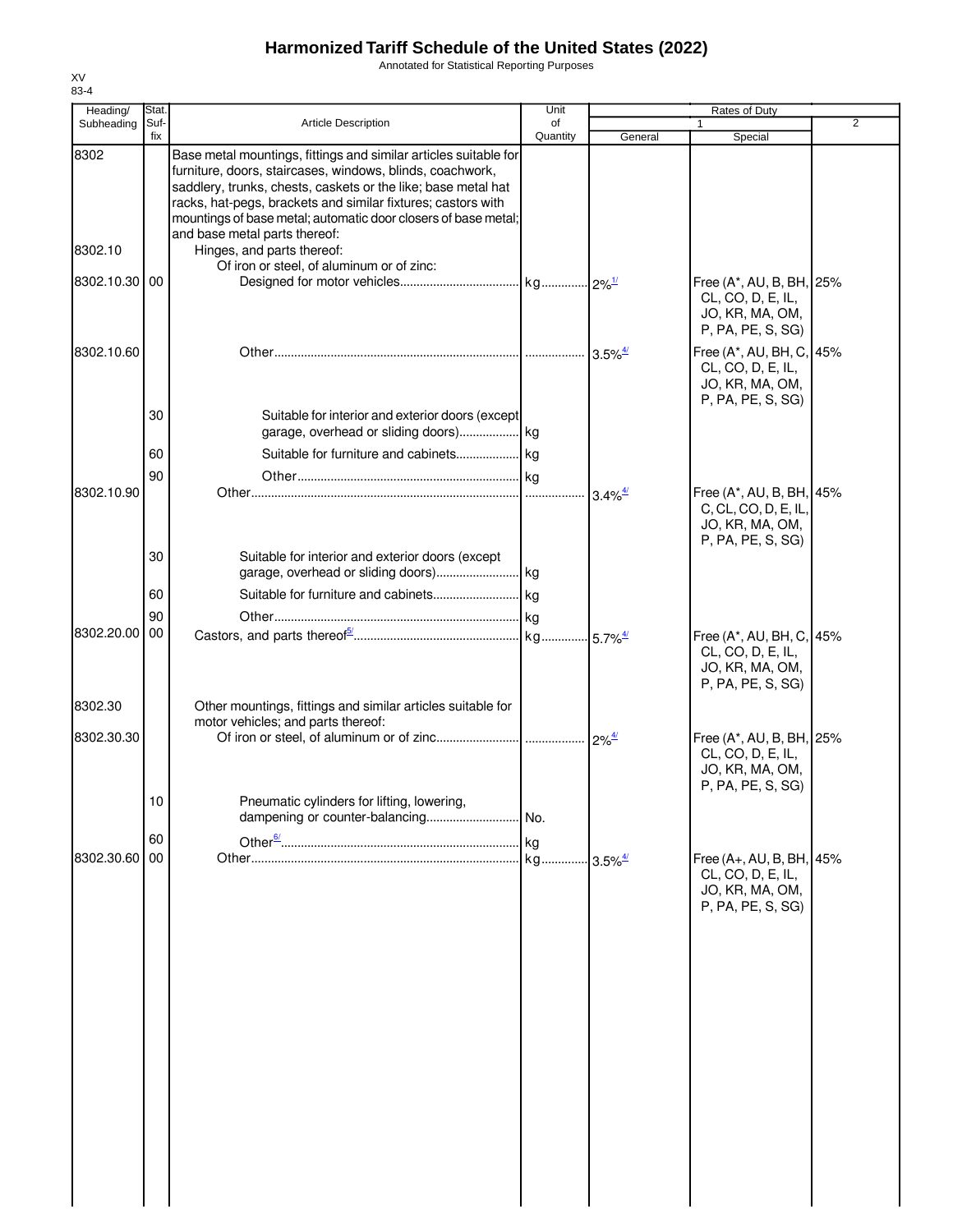# Harmonized Tariff Schedule of the United States (2022)

Annotated for Statistical Reporting Purposes

XV
83-4

| Heading/ Subheading | Stat. Suf- fix | Article Description | Unit of Quantity | Rates of Duty 1 General | Special | 2 |
|---|---|---|---|---|---|---|
| 8302 | | Base metal mountings, fittings and similar articles suitable for furniture, doors, staircases, windows, blinds, coachwork, saddlery, trunks, chests, caskets or the like; base metal hat racks, hat-pegs, brackets and similar fixtures; castors with mountings of base metal; automatic door closers of base metal; and base metal parts thereof: | | | | |
| 8302.10 | | Hinges, and parts thereof: | | | | |
| | | Of iron or steel, of aluminum or of zinc: | | | | |
| 8302.10.30 | 00 | Designed for motor vehicles | kg | 2%[1/] | Free (A*, AU, B, BH, CL, CO, D, E, IL, JO, KR, MA, OM, P, PA, PE, S, SG) | 25% |
| 8302.10.60 | | Other | | 3.5%[4/] | Free (A*, AU, BH, C, CL, CO, D, E, IL, JO, KR, MA, OM, P, PA, PE, S, SG) | 45% |
| | 30 | Suitable for interior and exterior doors (except garage, overhead or sliding doors) | kg | | | |
| | 60 | Suitable for furniture and cabinets | kg | | | |
| | 90 | Other | kg | | | |
| 8302.10.90 | | Other | | 3.4%[4/] | Free (A*, AU, B, BH, C, CL, CO, D, E, IL, JO, KR, MA, OM, P, PA, PE, S, SG) | 45% |
| | 30 | Suitable for interior and exterior doors (except garage, overhead or sliding doors) | kg | | | |
| | 60 | Suitable for furniture and cabinets | kg | | | |
| | 90 | Other | kg | | | |
| 8302.20.00 | 00 | Castors, and parts thereof[5/] | kg | 5.7%[4/] | Free (A*, AU, BH, C, CL, CO, D, E, IL, JO, KR, MA, OM, P, PA, PE, S, SG) | 45% |
| 8302.30 | | Other mountings, fittings and similar articles suitable for motor vehicles; and parts thereof: | | | | |
| 8302.30.30 | | Of iron or steel, of aluminum or of zinc | | 2%[4/] | Free (A*, AU, B, BH, CL, CO, D, E, IL, JO, KR, MA, OM, P, PA, PE, S, SG) | 25% |
| | 10 | Pneumatic cylinders for lifting, lowering, dampening or counter-balancing | No. | | | |
| | 60 | Other[6/] | kg | | | |
| 8302.30.60 | 00 | Other | kg | 3.5%[4/] | Free (A+, AU, B, BH, CL, CO, D, E, IL, JO, KR, MA, OM, P, PA, PE, S, SG) | 45% |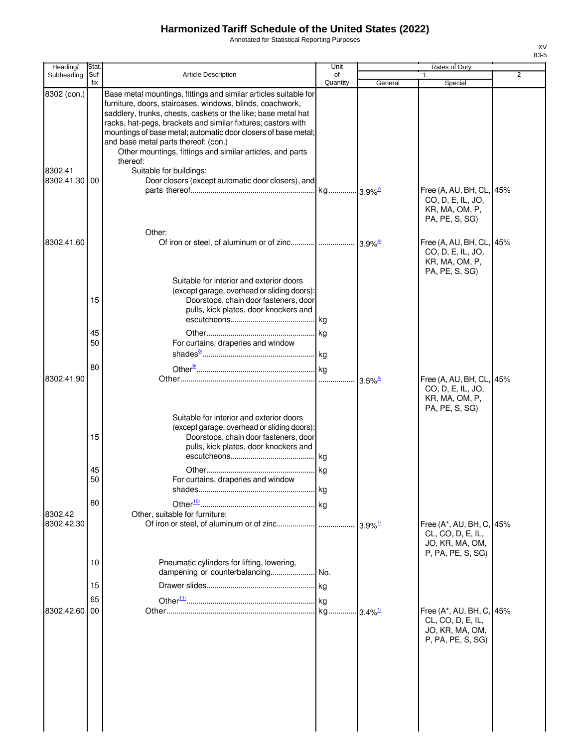# Harmonized Tariff Schedule of the United States (2022)

Annotated for Statistical Reporting Purposes

| Heading/ Subheading | Stat. Suf-fix | Article Description | Unit of Quantity | Rates of Duty | | |
|---|---|---|---|---|---|---|
| | | | | 1 | | 2 |
| | | | | General | Special | |
| 8302 (con.) | | Base metal mountings, fittings and similar articles suitable for furniture, doors, staircases, windows, blinds, coachwork, saddlery, trunks, chests, caskets or the like; base metal hat racks, hat-pegs, brackets and similar fixtures; castors with mountings of base metal; automatic door closers of base metal; and base metal parts thereof: (con.) | | | | |
| | | Other mountings, fittings and similar articles, and parts thereof: | | | | |
| 8302.41 | | Suitable for buildings: | | | | |
| 8302.41.30 | 00 | Door closers (except automatic door closers), and parts thereof | kg | 3.9% [7/] | Free (A, AU, BH, CL, CO, D, E, IL, JO, KR, MA, OM, P, PA, PE, S, SG) | 45% |
| | | Other: | | | | |
| 8302.41.60 | | Of iron or steel, of aluminum or of zinc | | 3.9% [4/] | Free (A, AU, BH, CL, CO, D, E, IL, JO, KR, MA, OM, P, PA, PE, S, SG) | 45% |
| | | Suitable for interior and exterior doors (except garage, overhead or sliding doors): | | | | |
| | 15 | Doorstops, chain door fasteners, door pulls, kick plates, door knockers and escutcheons | kg | | | |
| | 45 | Other | kg | | | |
| | 50 | For curtains, draperies and window shades [8/] | kg | | | |
| | 80 | Other [9/] | kg | | | |
| 8302.41.90 | | Other | | 3.5% [4/] | Free (A, AU, BH, CL, CO, D, E, IL, JO, KR, MA, OM, P, PA, PE, S, SG) | 45% |
| | | Suitable for interior and exterior doors (except garage, overhead or sliding doors): | | | | |
| | 15 | Doorstops, chain door fasteners, door pulls, kick plates, door knockers and escutcheons | kg | | | |
| | 45 | Other | kg | | | |
| | 50 | For curtains, draperies and window shades | kg | | | |
| | 80 | Other [10/] | kg | | | |
| 8302.42 | | Other, suitable for furniture: | | | | |
| 8302.42.30 | | Of iron or steel, of aluminum or of zinc | | 3.9% [1/] | Free (A*, AU, BH, C, CL, CO, D, E, IL, JO, KR, MA, OM, P, PA, PE, S, SG) | 45% |
| | 10 | Pneumatic cylinders for lifting, lowering, dampening or counterbalancing | No. | | | |
| | 15 | Drawer slides | kg | | | |
| | 65 | Other [11/] | kg | | | |
| 8302.42.60 | 00 | Other | kg | 3.4% [1/] | Free (A*, AU, BH, C, CL, CO, D, E, IL, JO, KR, MA, OM, P, PA, PE, S, SG) | 45% |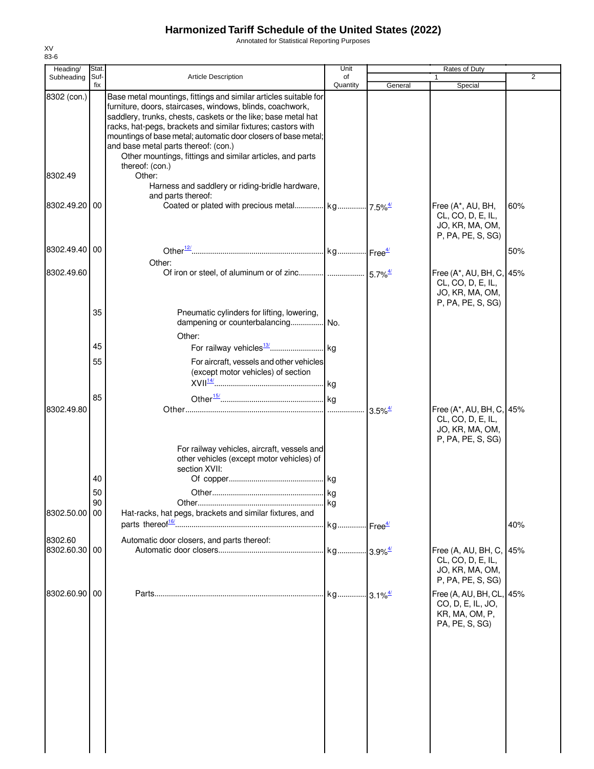# Harmonized Tariff Schedule of the United States (2022)

Annotated for Statistical Reporting Purposes

XV
83-6

| Heading/ Subheading | Stat. Suf- fix | Article Description | Unit of Quantity | Rates of Duty 1 General | Special | 2 |
|---|---|---|---|---|---|---|
| 8302 (con.) | | Base metal mountings, fittings and similar articles suitable for furniture, doors, staircases, windows, blinds, coachwork, saddlery, trunks, chests, caskets or the like; base metal hat racks, hat-pegs, brackets and similar fixtures; castors with mountings of base metal; automatic door closers of base metal; and base metal parts thereof: (con.) | | | | |
| | | Other mountings, fittings and similar articles, and parts thereof: (con.) | | | | |
| 8302.49 | | Other: | | | | |
| | | Harness and saddlery or riding-bridle hardware, and parts thereof: | | | | |
| 8302.49.20 | 00 | Coated or plated with precious metal | kg | 7.5%[4/] | Free (A*, AU, BH, CL, CO, D, E, IL, JO, KR, MA, OM, P, PA, PE, S, SG) | 60% |
| 8302.49.40 | 00 | Other[12/] | kg | Free[4/] | | 50% |
| | | Other: | | | | |
| 8302.49.60 | | Of iron or steel, of aluminum or of zinc | | 5.7%[4/] | Free (A*, AU, BH, C, CL, CO, D, E, IL, JO, KR, MA, OM, P, PA, PE, S, SG) | 45% |
| | 35 | Pneumatic cylinders for lifting, lowering, dampening or counterbalancing | No. | | | |
| | | Other: | | | | |
| | 45 | For railway vehicles[13/] | kg | | | |
| | 55 | For aircraft, vessels and other vehicles (except motor vehicles) of section XVII[14/] | kg | | | |
| | 85 | Other[15/] | kg | | | |
| 8302.49.80 | | Other | | 3.5%[4/] | Free (A*, AU, BH, C, CL, CO, D, E, IL, JO, KR, MA, OM, P, PA, PE, S, SG) | 45% |
| | | For railway vehicles, aircraft, vessels and other vehicles (except motor vehicles) of section XVII: | | | | |
| | 40 | Of copper | kg | | | |
| | 50 | Other | kg | | | |
| | 90 | Other | kg | | | |
| 8302.50.00 | 00 | Hat-racks, hat pegs, brackets and similar fixtures, and parts thereof[16/] | kg | Free[4/] | | 40% |
| 8302.60 | | Automatic door closers, and parts thereof: | | | | |
| 8302.60.30 | 00 | Automatic door closers | kg | 3.9%[4/] | Free (A, AU, BH, C, CL, CO, D, E, IL, JO, KR, MA, OM, P, PA, PE, S, SG) | 45% |
| 8302.60.90 | 00 | Parts | kg | 3.1%[4/] | Free (A, AU, BH, CL, CO, D, E, IL, JO, KR, MA, OM, P, PA, PE, S, SG) | 45% |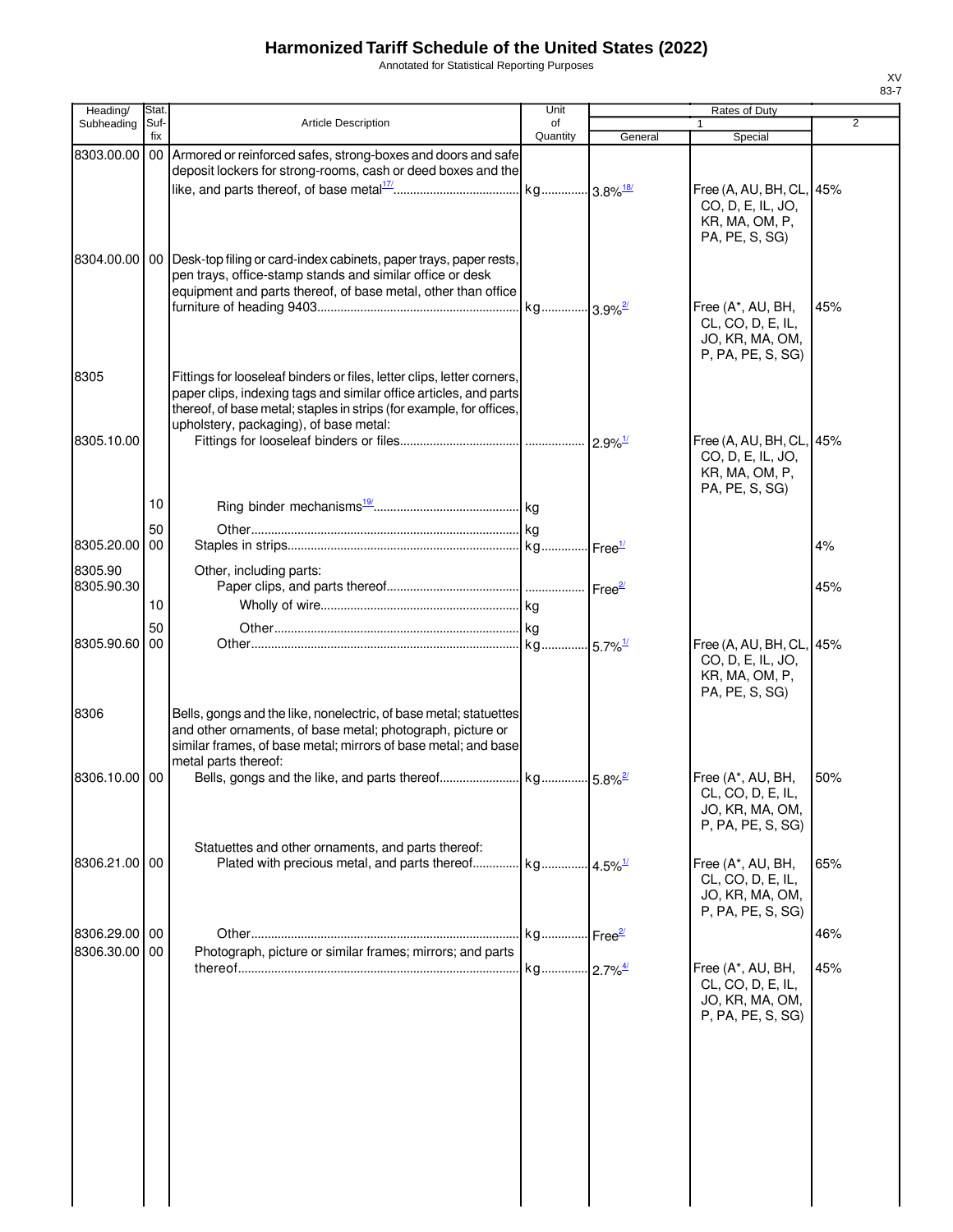# Harmonized Tariff Schedule of the United States (2022)

Annotated for Statistical Reporting Purposes

| Heading/ Subheading | Stat. Suf- fix | Article Description | Unit of Quantity | Rates of Duty | | |
|---|---|---|---|---|---|---|
| | | | | 1 | | 2 |
| | | | | General | Special | |
| 8303.00.00 | 00 | Armored or reinforced safes, strong-boxes and doors and safe deposit lockers for strong-rooms, cash or deed boxes and the like, and parts thereof, of base metal[17/] | kg | 3.8%[18/] | Free (A, AU, BH, CL, CO, D, E, IL, JO, KR, MA, OM, P, PA, PE, S, SG) | 45% |
| 8304.00.00 | 00 | Desk-top filing or card-index cabinets, paper trays, paper rests, pen trays, office-stamp stands and similar office or desk equipment and parts thereof, of base metal, other than office furniture of heading 9403 | kg | 3.9%[2/] | Free (A*, AU, BH, CL, CO, D, E, IL, JO, KR, MA, OM, P, PA, PE, S, SG) | 45% |
| 8305 | | Fittings for looseleaf binders or files, letter clips, letter corners, paper clips, indexing tags and similar office articles, and parts thereof, of base metal; staples in strips (for example, for offices, upholstery, packaging), of base metal: | | | | |
| 8305.10.00 | | Fittings for looseleaf binders or files | | 2.9%[1/] | Free (A, AU, BH, CL, CO, D, E, IL, JO, KR, MA, OM, P, PA, PE, S, SG) | 45% |
| | 10 | Ring binder mechanisms[19/] | kg | | | |
| | 50 | Other | kg | | | |
| 8305.20.00 | 00 | Staples in strips | kg | Free[1/] | | 4% |
| 8305.90 | | Other, including parts: | | | | |
| 8305.90.30 | | Paper clips, and parts thereof | | Free[2/] | | 45% |
| | 10 | Wholly of wire | kg | | | |
| | 50 | Other | kg | | | |
| 8305.90.60 | 00 | Other | kg | 5.7%[1/] | Free (A, AU, BH, CL, CO, D, E, IL, JO, KR, MA, OM, P, PA, PE, S, SG) | 45% |
| 8306 | | Bells, gongs and the like, nonelectric, of base metal; statuettes and other ornaments, of base metal; photograph, picture or similar frames, of base metal; mirrors of base metal; and base metal parts thereof: | | | | |
| 8306.10.00 | 00 | Bells, gongs and the like, and parts thereof | kg | 5.8%[2/] | Free (A*, AU, BH, CL, CO, D, E, IL, JO, KR, MA, OM, P, PA, PE, S, SG) | 50% |
| | | Statuettes and other ornaments, and parts thereof: | | | | |
| 8306.21.00 | 00 | Plated with precious metal, and parts thereof | kg | 4.5%[1/] | Free (A*, AU, BH, CL, CO, D, E, IL, JO, KR, MA, OM, P, PA, PE, S, SG) | 65% |
| 8306.29.00 | 00 | Other | kg | Free[2/] | | 46% |
| 8306.30.00 | 00 | Photograph, picture or similar frames; mirrors; and parts thereof | kg | 2.7%[4/] | Free (A*, AU, BH, CL, CO, D, E, IL, JO, KR, MA, OM, P, PA, PE, S, SG) | 45% |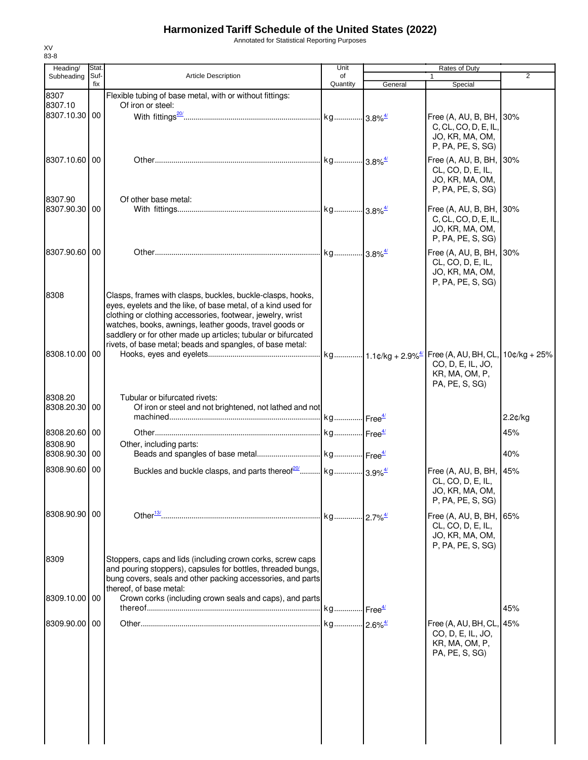# Harmonized Tariff Schedule of the United States (2022)

Annotated for Statistical Reporting Purposes

XV
83-8

| Heading/ Subheading | Stat. Suf- fix | Article Description | Unit of Quantity | Rates of Duty 1 General | Rates of Duty 1 Special | Rates of Duty 2 |
|---|---|---|---|---|---|---|
| 8307 | | Flexible tubing of base metal, with or without fittings: | | | | |
| 8307.10 | | Of iron or steel: | | | | |
| 8307.10.30 | 00 | With fittings[20/] | kg | 3.8%[4/] | Free (A, AU, B, BH, C, CL, CO, D, E, IL, JO, KR, MA, OM, P, PA, PE, S, SG) | 30% |
| 8307.10.60 | 00 | Other | kg | 3.8%[4/] | Free (A, AU, B, BH, CL, CO, D, E, IL, JO, KR, MA, OM, P, PA, PE, S, SG) | 30% |
| 8307.90 | | Of other base metal: | | | | |
| 8307.90.30 | 00 | With fittings | kg | 3.8%[4/] | Free (A, AU, B, BH, C, CL, CO, D, E, IL, JO, KR, MA, OM, P, PA, PE, S, SG) | 30% |
| 8307.90.60 | 00 | Other | kg | 3.8%[4/] | Free (A, AU, B, BH, CL, CO, D, E, IL, JO, KR, MA, OM, P, PA, PE, S, SG) | 30% |
| 8308 | | Clasps, frames with clasps, buckles, buckle-clasps, hooks, eyes, eyelets and the like, of base metal, of a kind used for clothing or clothing accessories, footwear, jewelry, wrist watches, books, awnings, leather goods, travel goods or saddlery or for other made up articles; tubular or bifurcated rivets, of base metal; beads and spangles, of base metal: | | | | |
| 8308.10.00 | 00 | Hooks, eyes and eyelets | kg | 1.1¢/kg + 2.9%[4/] | Free (A, AU, BH, CL, CO, D, E, IL, JO, KR, MA, OM, P, PA, PE, S, SG) | 10¢/kg + 25% |
| 8308.20 | | Tubular or bifurcated rivets: | | | | |
| 8308.20.30 | 00 | Of iron or steel and not brightened, not lathed and not machined | kg | Free[4/] | | 2.2¢/kg |
| 8308.20.60 | 00 | Other | kg | Free[4/] | | 45% |
| 8308.90 | | Other, including parts: | | | | |
| 8308.90.30 | 00 | Beads and spangles of base metal | kg | Free[4/] | | 40% |
| 8308.90.60 | 00 | Buckles and buckle clasps, and parts thereof[20/] | kg | 3.9%[4/] | Free (A, AU, B, BH, CL, CO, D, E, IL, JO, KR, MA, OM, P, PA, PE, S, SG) | 45% |
| 8308.90.90 | 00 | Other[13/] | kg | 2.7%[4/] | Free (A, AU, B, BH, CL, CO, D, E, IL, JO, KR, MA, OM, P, PA, PE, S, SG) | 65% |
| 8309 | | Stoppers, caps and lids (including crown corks, screw caps and pouring stoppers), capsules for bottles, threaded bungs, bung covers, seals and other packing accessories, and parts thereof, of base metal: | | | | |
| 8309.10.00 | 00 | Crown corks (including crown seals and caps), and parts thereof | kg | Free[4/] | | 45% |
| 8309.90.00 | 00 | Other | kg | 2.6%[4/] | Free (A, AU, BH, CL, CO, D, E, IL, JO, KR, MA, OM, P, PA, PE, S, SG) | 45% |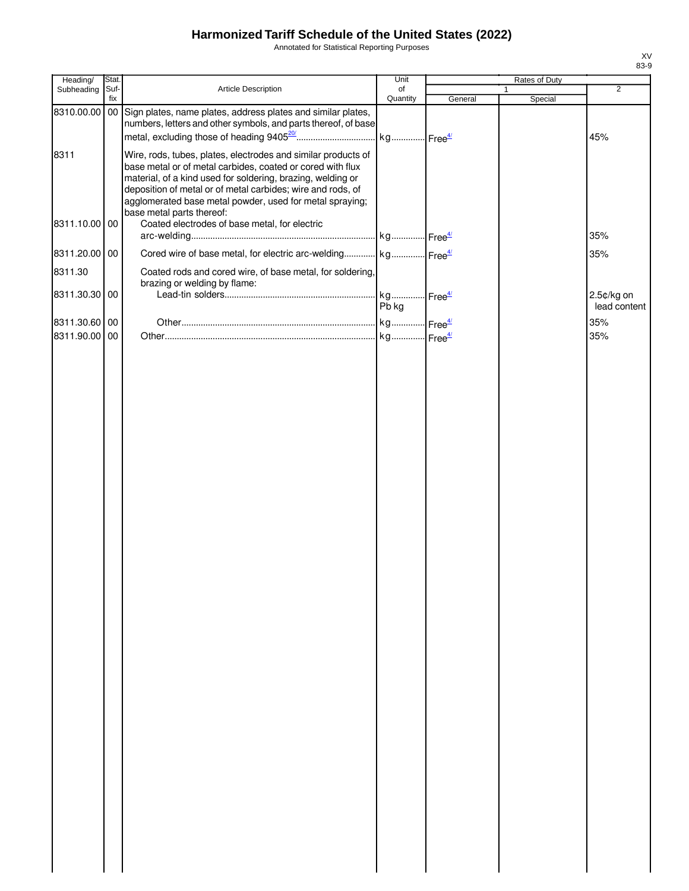# Harmonized Tariff Schedule of the United States (2022)

Annotated for Statistical Reporting Purposes

XV
83-9

| Heading/ Subheading | Stat. Suf- fix | Article Description | Unit of Quantity | Rates of Duty 1 General | Special | 2 |
|---|---|---|---|---|---|---|
| 8310.00.00 | 00 | Sign plates, name plates, address plates and similar plates, numbers, letters and other symbols, and parts thereof, of base metal, excluding those of heading 9405[20/] | kg | Free[4/] | | 45% |
| 8311 | | Wire, rods, tubes, plates, electrodes and similar products of base metal or of metal carbides, coated or cored with flux material, of a kind used for soldering, brazing, welding or deposition of metal or of metal carbides; wire and rods, of agglomerated base metal powder, used for metal spraying; base metal parts thereof: | | | | |
| 8311.10.00 | 00 | Coated electrodes of base metal, for electric arc-welding | kg | Free[4/] | | 35% |
| 8311.20.00 | 00 | Cored wire of base metal, for electric arc-welding | kg | Free[4/] | | 35% |
| 8311.30 | | Coated rods and cored wire, of base metal, for soldering, brazing or welding by flame: | | | | |
| 8311.30.30 | 00 | Lead-tin solders | kg Pb kg | Free[4/] | | 2.5¢/kg on lead content |
| 8311.30.60 | 00 | Other | kg | Free[4/] | | 35% |
| 8311.90.00 | 00 | Other | kg | Free[4/] | | 35% |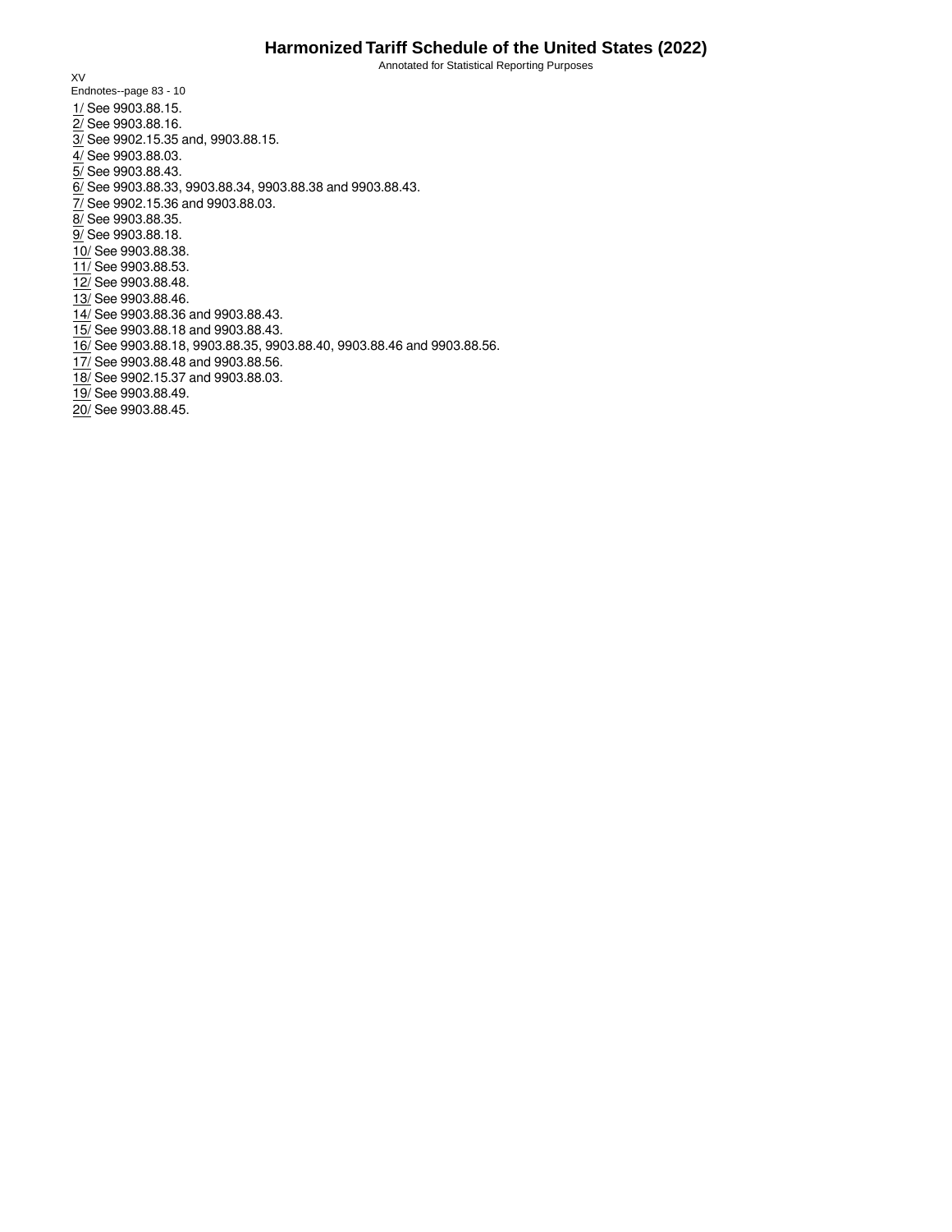XV

Endnotes--page 83 - 10

1/ See 9903.88.15.
2/ See 9903.88.16.
3/ See 9902.15.35 and, 9903.88.15.
4/ See 9903.88.03.
5/ See 9903.88.43.
6/ See 9903.88.33, 9903.88.34, 9903.88.38 and 9903.88.43.
7/ See 9902.15.36 and 9903.88.03.
8/ See 9903.88.35.
9/ See 9903.88.18.
10/ See 9903.88.38.
11/ See 9903.88.53.
12/ See 9903.88.48.
13/ See 9903.88.46.
14/ See 9903.88.36 and 9903.88.43.
15/ See 9903.88.18 and 9903.88.43.
16/ See 9903.88.18, 9903.88.35, 9903.88.40, 9903.88.46 and 9903.88.56.
17/ See 9903.88.48 and 9903.88.56.
18/ See 9902.15.37 and 9903.88.03.
19/ See 9903.88.49.
20/ See 9903.88.45.